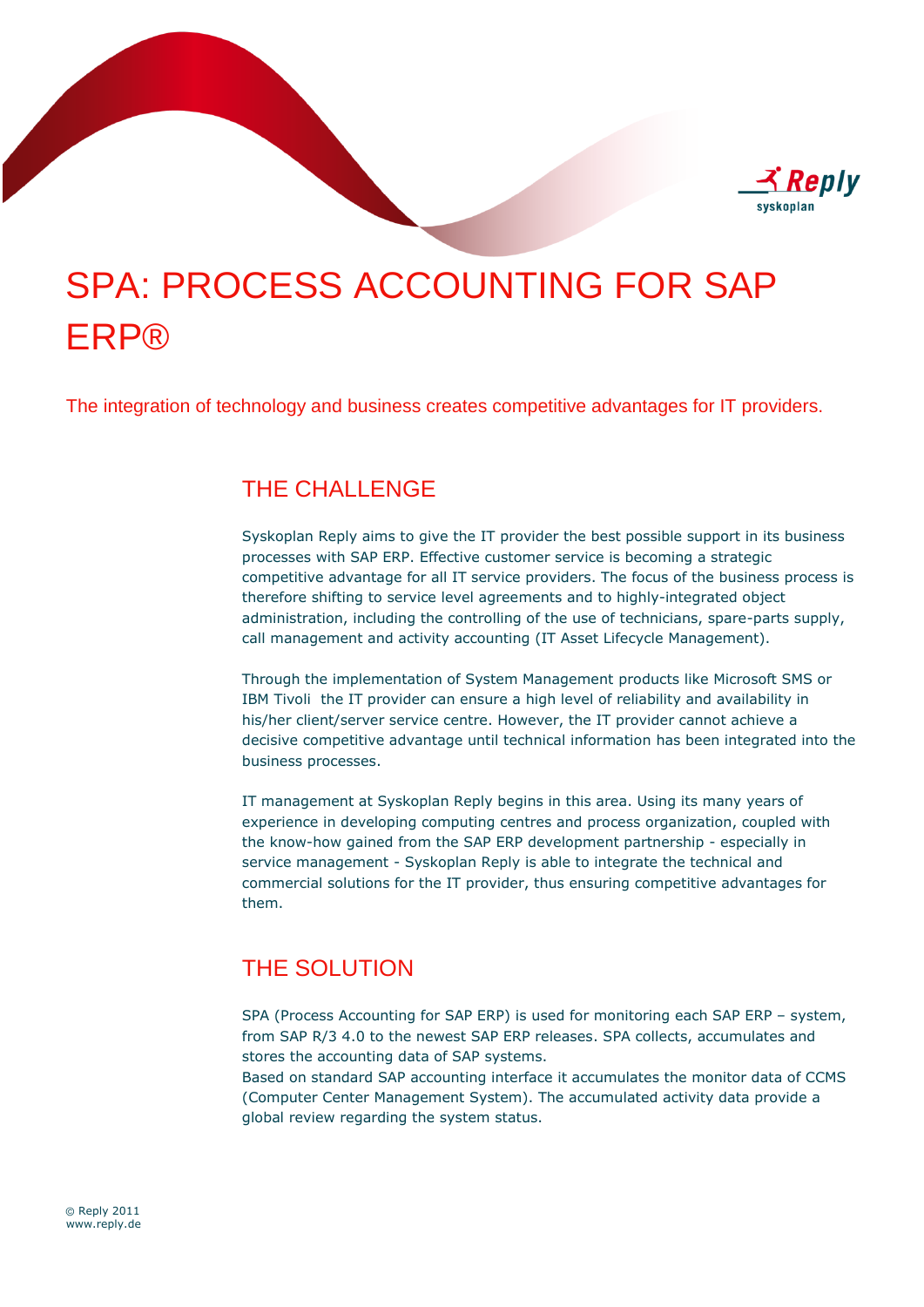# SPA: PROCESS ACCOUNTING FOR SAP ERP®

The integration of technology and business creates competitive advantages for IT providers.

## THE CHALLENGE

Syskoplan Reply aims to give the IT provider the best possible support in its business processes with SAP ERP. Effective customer service is becoming a strategic competitive advantage for all IT service providers. The focus of the business process is therefore shifting to service level agreements and to highly-integrated object administration, including the controlling of the use of technicians, spare-parts supply, call management and activity accounting (IT Asset Lifecycle Management).

Through the implementation of System Management products like Microsoft SMS or IBM Tivoli the IT provider can ensure a high level of reliability and availability in his/her client/server service centre. However, the IT provider cannot achieve a decisive competitive advantage until technical information has been integrated into the business processes.

IT management at Syskoplan Reply begins in this area. Using its many years of experience in developing computing centres and process organization, coupled with the know-how gained from the SAP ERP development partnership - especially in service management - Syskoplan Reply is able to integrate the technical and commercial solutions for the IT provider, thus ensuring competitive advantages for them.

## THE SOLUTION

SPA (Process Accounting for SAP ERP) is used for monitoring each SAP ERP – system, from SAP R/3 4.0 to the newest SAP ERP releases. SPA collects, accumulates and stores the accounting data of SAP systems.
Based on standard SAP accounting interface it accumulates the monitor data of CCMS (Computer Center Management System). The accumulated activity data provide a global review regarding the system status.

© Reply 2011
www.reply.de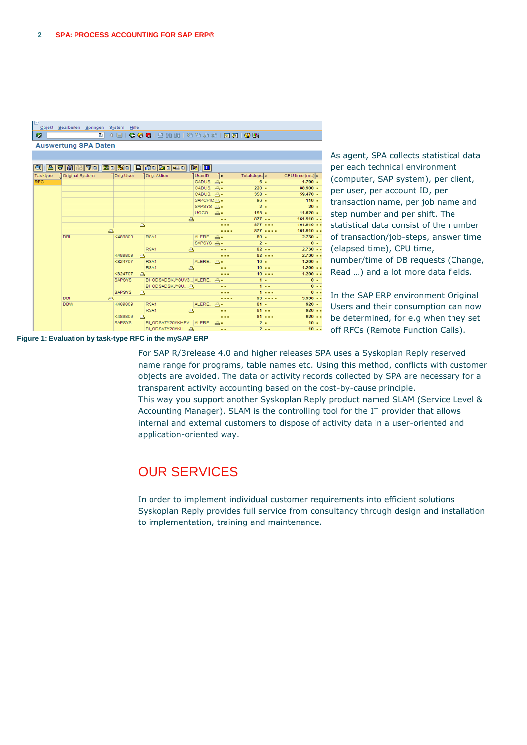As agent, SPA collects statistical data per each technical environment (computer, SAP system), per client, per user, per account ID, per transaction name, per job name and step number and per shift. The statistical data consist of the number of transaction/job-steps, answer time (elapsed time), CPU time, number/time of DB requests (Change, Read …) and a lot more data fields.

In the SAP ERP environment Original Users and their consumption can now be determined, for e.g when they set off RFCs (Remote Function Calls).

**Figure 1: Evaluation by task-type RFC in the mySAP ERP**

For SAP R/3release 4.0 and higher releases SPA uses a Syskoplan Reply reserved name range for programs, table names etc. Using this method, conflicts with customer objects are avoided. The data or activity records collected by SPA are necessary for a transparent activity accounting based on the cost-by-cause principle.
This way you support another Syskoplan Reply product named SLAM (Service Level & Accounting Manager). SLAM is the controlling tool for the IT provider that allows internal and external customers to dispose of activity data in a user-oriented and application-oriented way.

# OUR SERVICES

In order to implement individual customer requirements into efficient solutions Syskoplan Reply provides full service from consultancy through design and installation to implementation, training and maintenance.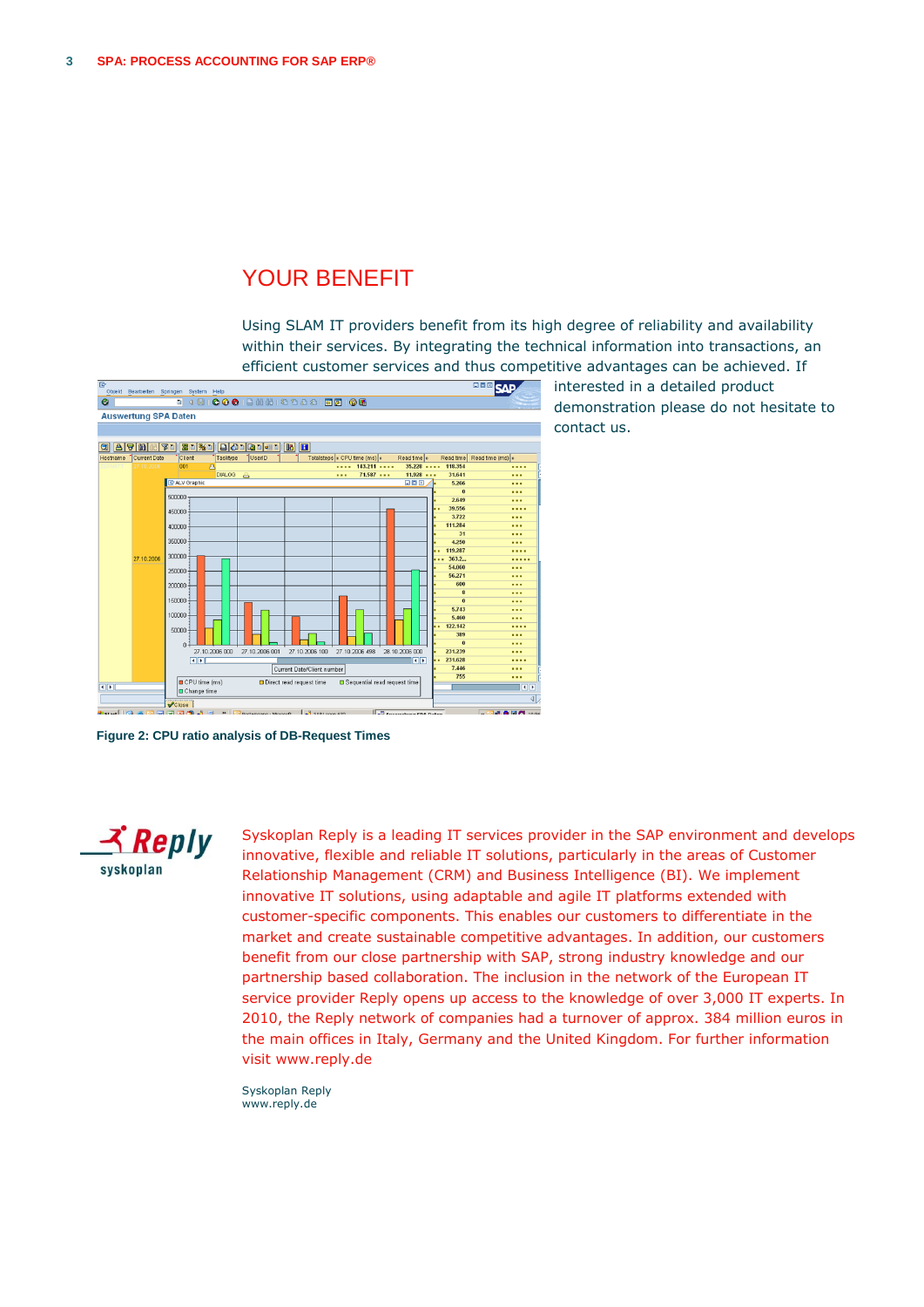# YOUR BENEFIT

Using SLAM IT providers benefit from its high degree of reliability and availability within their services. By integrating the technical information into transactions, an efficient customer services and thus competitive advantages can be achieved. If interested in a detailed product demonstration please do not hesitate to contact us.

Figure 2: CPU ratio analysis of DB-Request Times

Syskoplan Reply is a leading IT services provider in the SAP environment and develops innovative, flexible and reliable IT solutions, particularly in the areas of Customer Relationship Management (CRM) and Business Intelligence (BI). We implement innovative IT solutions, using adaptable and agile IT platforms extended with customer-specific components. This enables our customers to differentiate in the market and create sustainable competitive advantages. In addition, our customers benefit from our close partnership with SAP, strong industry knowledge and our partnership based collaboration. The inclusion in the network of the European IT service provider Reply opens up access to the knowledge of over 3,000 IT experts. In 2010, the Reply network of companies had a turnover of approx. 384 million euros in the main offices in Italy, Germany and the United Kingdom. For further information visit www.reply.de

Syskoplan Reply
www.reply.de